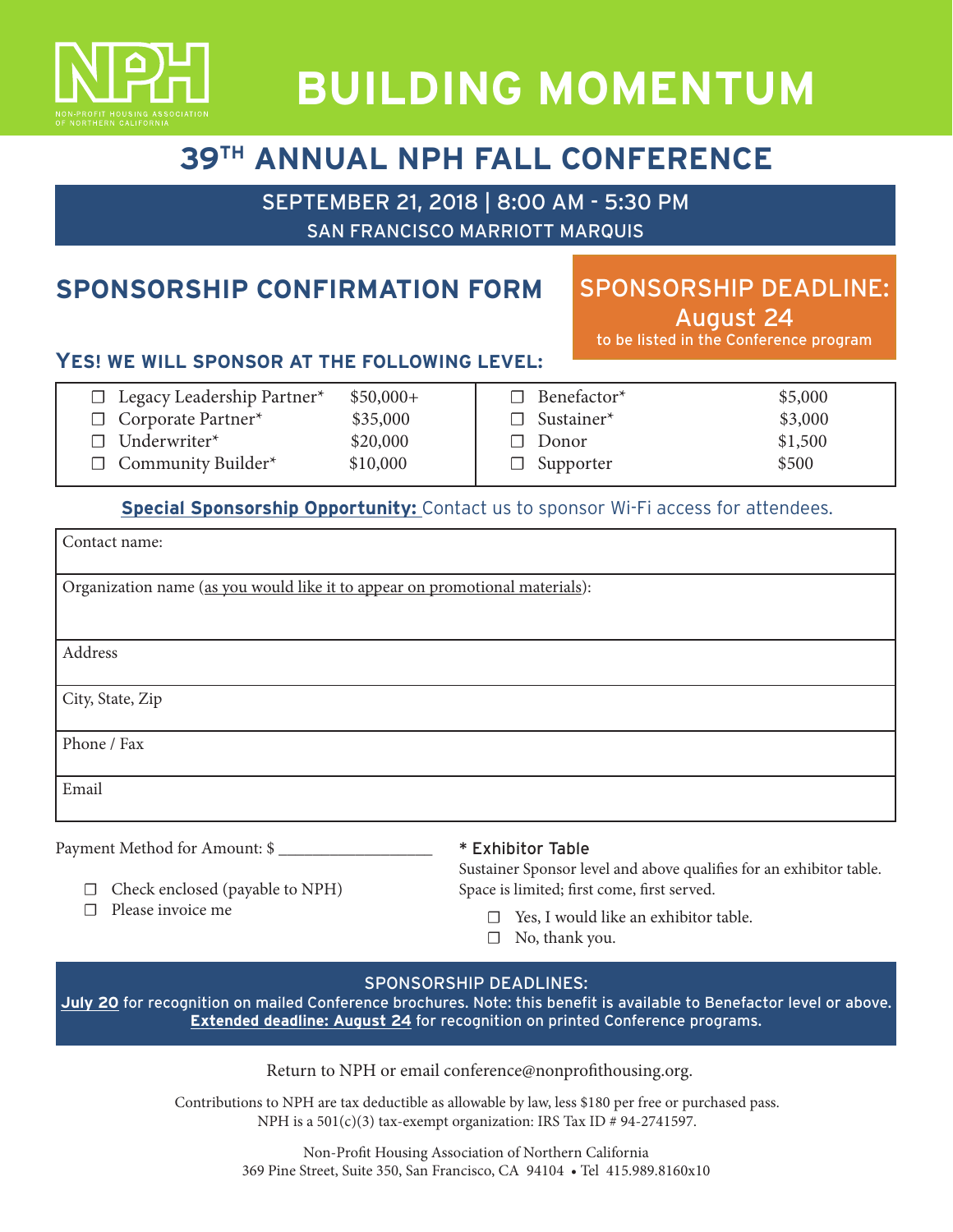NPH

NON-PROFIT HOUSING ASSOCIATION OF NORTHERN CALIFORNIA

# BUILDING MOMENTUM

## 39TH ANNUAL NPH FALL CONFERENCE

**SEPTEMBER 21, 2018 | 8:00 AM - 5:30 PM**
**SAN FRANCISCO MARRIOTT MARQUIS**

## SPONSORSHIP CONFIRMATION FORM

**SPONSORSHIP DEADLINE: August 24**
to be listed in the Conference program

### YES! WE WILL SPONSOR AT THE FOLLOWING LEVEL:

| | | | |
|---|---|---|---|
| ☐ Legacy Leadership Partner* | $50,000+ | ☐ Benefactor* | $5,000 |
| ☐ Corporate Partner* | $35,000 | ☐ Sustainer* | $3,000 |
| ☐ Underwriter* | $20,000 | ☐ Donor | $1,500 |
| ☐ Community Builder* | $10,000 | ☐ Supporter | $500 |

**Special Sponsorship Opportunity:** Contact us to sponsor Wi-Fi access for attendees.

| |
|---|
| Contact name: |
| Organization name (as you would like it to appear on promotional materials): |
| Address |
| City, State, Zip |
| Phone / Fax |
| Email |

Payment Method for Amount: $ ___________________

- ☐ Check enclosed (payable to NPH)
- ☐ Please invoice me

**\* Exhibitor Table**
Sustainer Sponsor level and above qualifies for an exhibitor table. Space is limited; first come, first served.

- ☐ Yes, I would like an exhibitor table.
- ☐ No, thank you.

**SPONSORSHIP DEADLINES:**
**July 20** for recognition on mailed Conference brochures. Note: this benefit is available to Benefactor level or above.
**Extended deadline: August 24** for recognition on printed Conference programs.

Return to NPH or email conference@nonprofithousing.org.

Contributions to NPH are tax deductible as allowable by law, less $180 per free or purchased pass.
NPH is a 501(c)(3) tax-exempt organization: IRS Tax ID # 94-2741597.

Non-Profit Housing Association of Northern California
369 Pine Street, Suite 350, San Francisco, CA 94104 • Tel 415.989.8160x10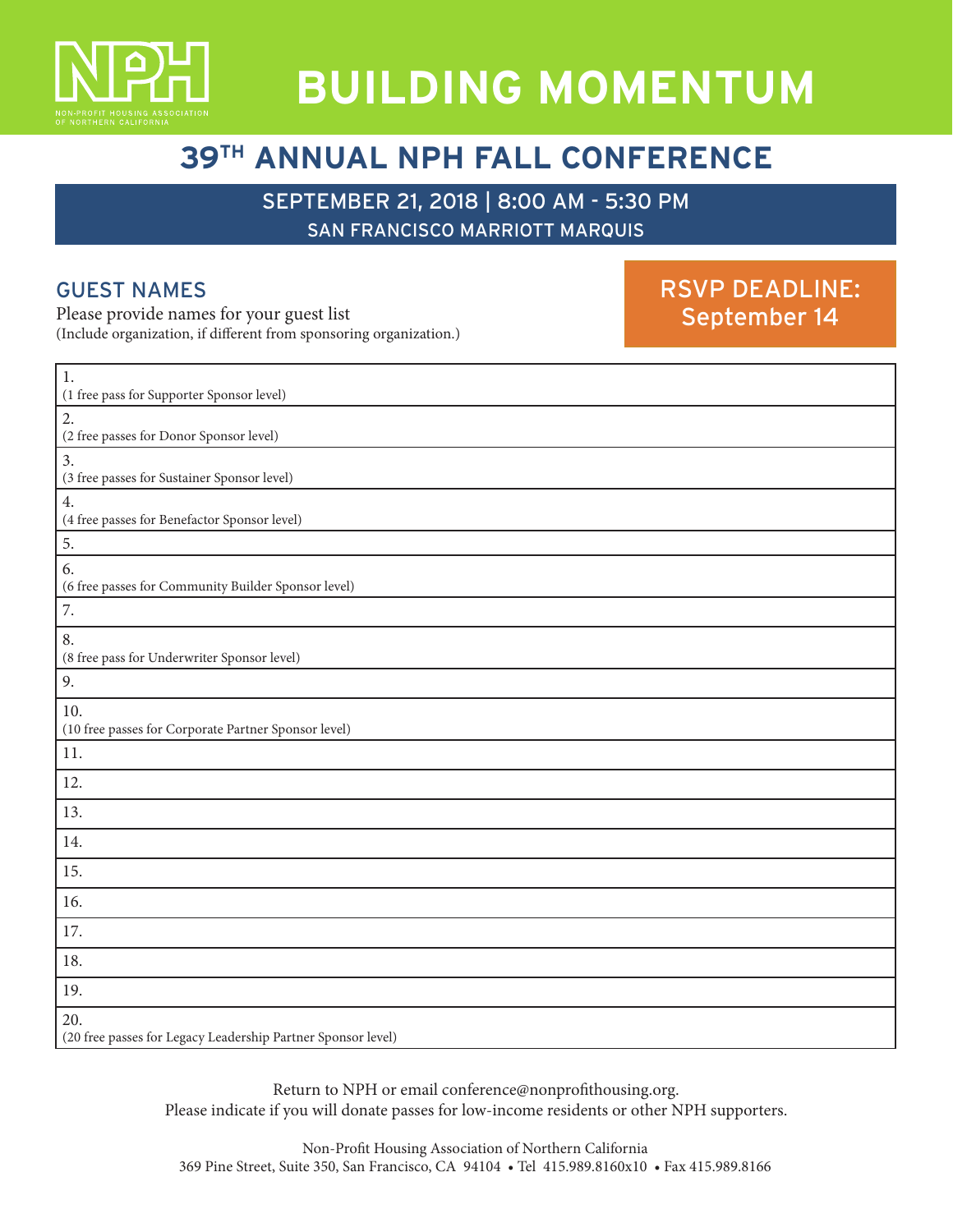NON-PROFIT HOUSING ASSOCIATION OF NORTHERN CALIFORNIA

# BUILDING MOMENTUM

## 39TH ANNUAL NPH FALL CONFERENCE

SEPTEMBER 21, 2018 | 8:00 AM - 5:30 PM

SAN FRANCISCO MARRIOTT MARQUIS

### GUEST NAMES

Please provide names for your guest list
(Include organization, if different from sponsoring organization.)

**RSVP DEADLINE: September 14**

| |
|---|
| 1. (1 free pass for Supporter Sponsor level) |
| 2. (2 free passes for Donor Sponsor level) |
| 3. (3 free passes for Sustainer Sponsor level) |
| 4. (4 free passes for Benefactor Sponsor level) |
| 5. |
| 6. (6 free passes for Community Builder Sponsor level) |
| 7. |
| 8. (8 free pass for Underwriter Sponsor level) |
| 9. |
| 10. (10 free passes for Corporate Partner Sponsor level) |
| 11. |
| 12. |
| 13. |
| 14. |
| 15. |
| 16. |
| 17. |
| 18. |
| 19. |
| 20. (20 free passes for Legacy Leadership Partner Sponsor level) |

Return to NPH or email conference@nonprofithousing.org.
Please indicate if you will donate passes for low-income residents or other NPH supporters.

Non-Profit Housing Association of Northern California
369 Pine Street, Suite 350, San Francisco, CA 94104 • Tel 415.989.8160x10 • Fax 415.989.8166